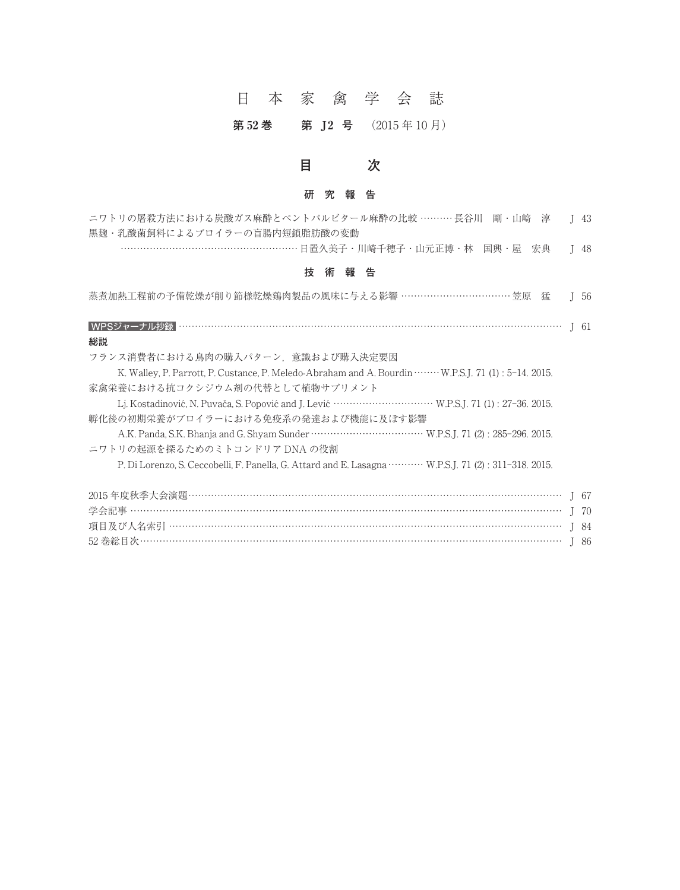# 日 本 家 禽 学 会 誌

**第 52 巻　第 J2 号**　（2015 年 10 月）

## 目　次

### 研 究 報 告

ニワトリの屠殺方法における炭酸ガス麻酔とペントバルビタール麻酔の比較 ………… 長谷川　剛・山崎　淳　J 43

黒麹・乳酸菌飼料によるブロイラーの盲腸内短鎖脂肪酸の変動
………………………………………………… 日置久美子・川崎千穂子・山元正博・林　国興・屋　宏典　J 48

### 技 術 報 告

蒸煮加熱工程前の予備乾燥が削り節様乾燥鶏肉製品の風味に与える影響 ……………………………… 笠原　猛　J 56

**WPSジャーナル抄録** …………………………………………………………………………………………………… J 61

**総説**

フランス消費者における鳥肉の購入パターン，意識および購入決定要因

K. Walley, P. Parrott, P. Custance, P. Meledo-Abraham and A. Bourdin ……… W.P.S.J. 71 (1) : 5–14. 2015.

家禽栄養における抗コクシジウム剤の代替として植物サプリメント

Lj. Kostadinović, N. Puvača, S. Popović and J. Lević …………………………… W.P.S.J. 71 (1) : 27–36. 2015.

孵化後の初期栄養がブロイラーにおける免疫系の発達および機能に及ぼす影響

A.K. Panda, S.K. Bhanja and G. Shyam Sunder ……………………………… W.P.S.J. 71 (2) : 285–296. 2015.

ニワトリの起源を探るためのミトコンドリア DNA の役割

P. Di Lorenzo, S. Ceccobelli, F. Panella, G. Attard and E. Lasagna ………… W.P.S.J. 71 (2) : 311–318. 2015.

2015 年度秋季大会演題……………………………………………………………………………………………… J 67

学会記事 ……………………………………………………………………………………………………………… J 70

項目及び人名索引 …………………………………………………………………………………………………… J 84

52 巻総目次…………………………………………………………………………………………………………… J 86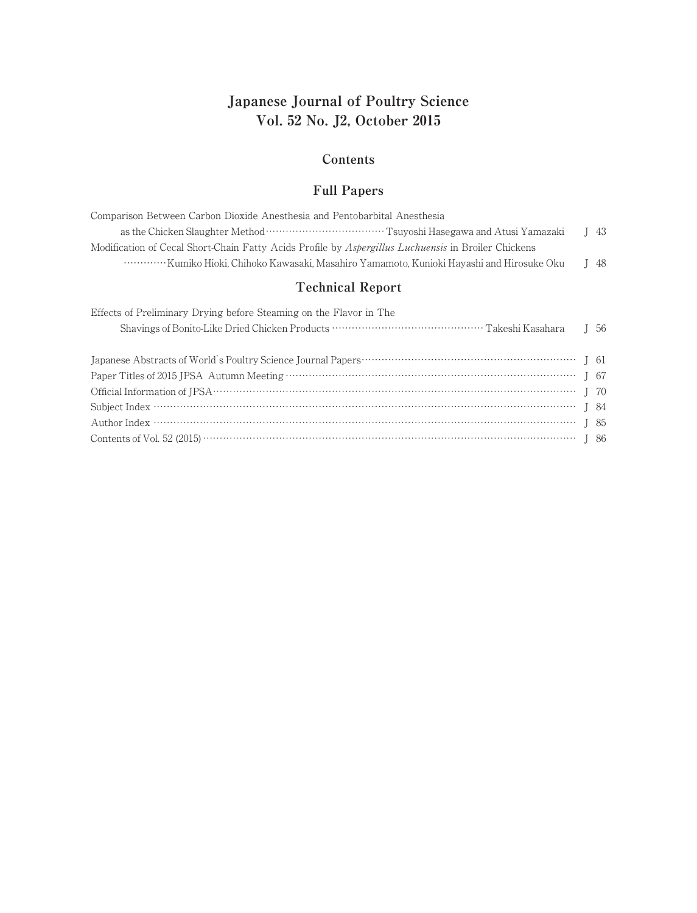# Japanese Journal of Poultry Science
# Vol. 52 No. J2, October 2015

## Contents

### Full Papers

Comparison Between Carbon Dioxide Anesthesia and Pentobarbital Anesthesia as the Chicken Slaughter Method ………… Tsuyoshi Hasegawa and Atusi Yamazaki　J 43

Modification of Cecal Short-Chain Fatty Acids Profile by *Aspergillus Luchuensis* in Broiler Chickens ………… Kumiko Hioki, Chihoko Kawasaki, Masahiro Yamamoto, Kunioki Hayashi and Hirosuke Oku　J 48

### Technical Report

Effects of Preliminary Drying before Steaming on the Flavor in The Shavings of Bonito-Like Dried Chicken Products ………… Takeshi Kasahara　J 56

Japanese Abstracts of World's Poultry Science Journal Papers ………… J 61

Paper Titles of 2015 JPSA Autumn Meeting ………… J 67

Official Information of JPSA ………… J 70

Subject Index ………… J 84

Author Index ………… J 85

Contents of Vol. 52 (2015) ………… J 86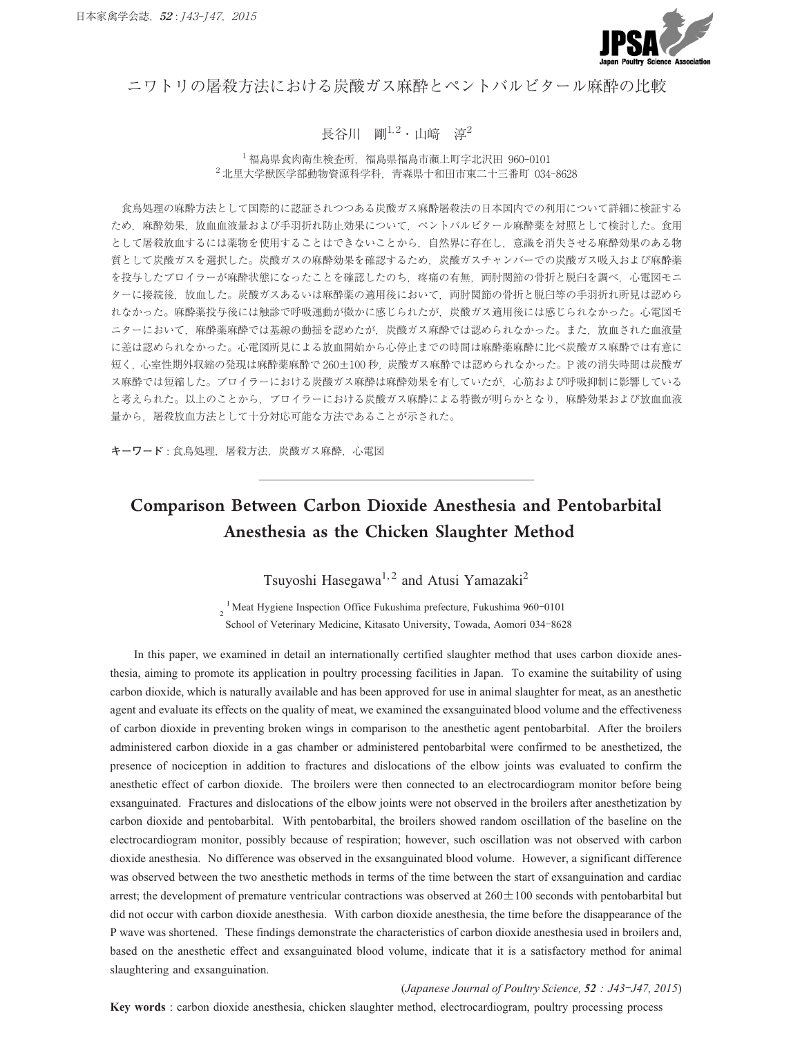# ニワトリの屠殺方法における炭酸ガス麻酔とペントバルビタール麻酔の比較

長谷川 剛[1,2]・山﨑 淳[2]

[1] 福島県食肉衛生検査所，福島県福島市瀬上町字北沢田 960-0101
[2] 北里大学獣医学部動物資源科学科，青森県十和田市東二十三番町 034-8628

食鳥処理の麻酔方法として国際的に認証されつつある炭酸ガス麻酔屠殺法の日本国内での利用について詳細に検証するため，麻酔効果，放血血液量および手羽折れ防止効果について，ペントバルビタール麻酔薬を対照として検討した。食用として屠殺放血するには薬物を使用することはできないことから，自然界に存在し，意識を消失させる麻酔効果のある物質として炭酸ガスを選択した。炭酸ガスの麻酔効果を確認するため，炭酸ガスチャンバーでの炭酸ガス吸入および麻酔薬を投与したブロイラーが麻酔状態になったことを確認したのち，疼痛の有無，両肘関節の骨折と脱臼を調べ，心電図モニターに接続後，放血した。炭酸ガスあるいは麻酔薬の適用後において，両肘関節の骨折と脱臼等の手羽折れ所見は認められなかった。麻酔薬投与後には触診で呼吸運動が微かに感じられたが，炭酸ガス適用後には感じられなかった。心電図モニターにおいて，麻酔薬麻酔では基線の動揺を認めたが，炭酸ガス麻酔では認められなかった。また，放血された血液量に差は認められなかった。心電図所見による放血開始から心停止までの時間は麻酔薬麻酔に比べ炭酸ガス麻酔では有意に短く，心室性期外収縮の発現は麻酔薬麻酔で260±100秒，炭酸ガス麻酔では認められなかった。P波の消失時間は炭酸ガス麻酔では短縮した。ブロイラーにおける炭酸ガス麻酔は麻酔効果を有していたが，心筋および呼吸抑制に影響していると考えられた。以上のことから，ブロイラーにおける炭酸ガス麻酔による特徴が明らかとなり，麻酔効果および放血血液量から，屠殺放血方法として十分対応可能な方法であることが示された。

**キーワード**：食鳥処理，屠殺方法，炭酸ガス麻酔，心電図

---

# Comparison Between Carbon Dioxide Anesthesia and Pentobarbital Anesthesia as the Chicken Slaughter Method

Tsuyoshi Hasegawa[1,2] and Atusi Yamazaki[2]

[1] Meat Hygiene Inspection Office Fukushima prefecture, Fukushima 960-0101
[2] School of Veterinary Medicine, Kitasato University, Towada, Aomori 034-8628

In this paper, we examined in detail an internationally certified slaughter method that uses carbon dioxide anesthesia, aiming to promote its application in poultry processing facilities in Japan. To examine the suitability of using carbon dioxide, which is naturally available and has been approved for use in animal slaughter for meat, as an anesthetic agent and evaluate its effects on the quality of meat, we examined the exsanguinated blood volume and the effectiveness of carbon dioxide in preventing broken wings in comparison to the anesthetic agent pentobarbital. After the broilers administered carbon dioxide in a gas chamber or administered pentobarbital were confirmed to be anesthetized, the presence of nociception in addition to fractures and dislocations of the elbow joints was evaluated to confirm the anesthetic effect of carbon dioxide. The broilers were then connected to an electrocardiogram monitor before being exsanguinated. Fractures and dislocations of the elbow joints were not observed in the broilers after anesthetization by carbon dioxide and pentobarbital. With pentobarbital, the broilers showed random oscillation of the baseline on the electrocardiogram monitor, possibly because of respiration; however, such oscillation was not observed with carbon dioxide anesthesia. No difference was observed in the exsanguinated blood volume. However, a significant difference was observed between the two anesthetic methods in terms of the time between the start of exsanguination and cardiac arrest; the development of premature ventricular contractions was observed at 260±100 seconds with pentobarbital but did not occur with carbon dioxide anesthesia. With carbon dioxide anesthesia, the time before the disappearance of the P wave was shortened. These findings demonstrate the characteristics of carbon dioxide anesthesia used in broilers and, based on the anesthetic effect and exsanguinated blood volume, indicate that it is a satisfactory method for animal slaughtering and exsanguination.

(*Japanese Journal of Poultry Science, 52 : J43-J47, 2015*)

**Key words** : carbon dioxide anesthesia, chicken slaughter method, electrocardiogram, poultry processing process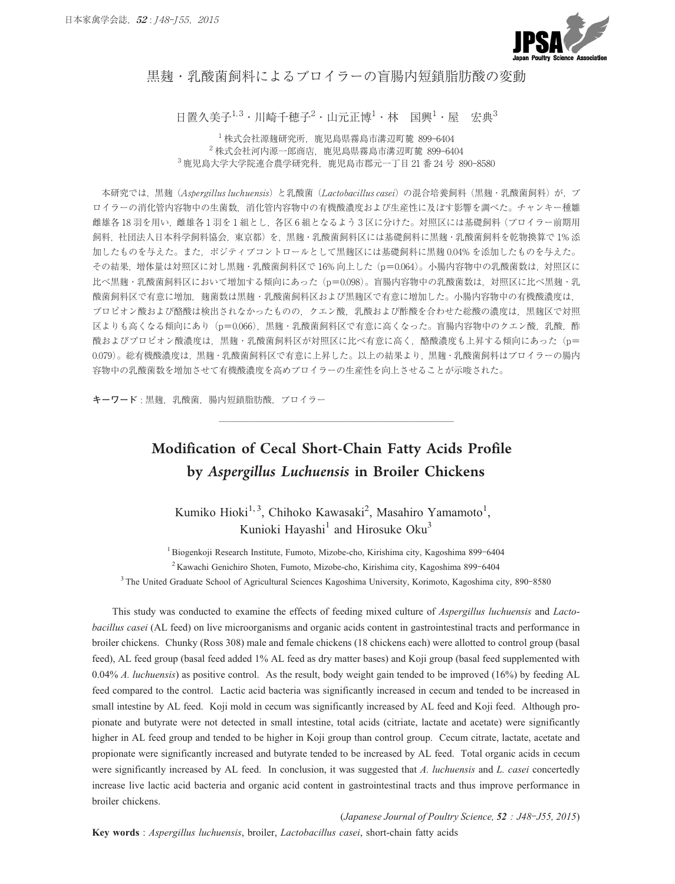# 黒麹・乳酸菌飼料によるブロイラーの盲腸内短鎖脂肪酸の変動

日置久美子[1,3]・川崎千穂子[2]・山元正博[1]・林　国興[1]・屋　宏典[3]

[1] 株式会社源麹研究所，鹿児島県霧島市溝辺町麓 899-6404
[2] 株式会社河内源一郎商店，鹿児島県霧島市溝辺町麓 899-6404
[3] 鹿児島大学大学院連合農学研究科，鹿児島市郡元一丁目 21 番 24 号 890-8580

本研究では，黒麹（*Aspergillus luchuensis*）と乳酸菌（*Lactobacillus casei*）の混合培養飼料（黒麹・乳酸菌飼料）が，ブロイラーの消化管内容物中の生菌数，消化管内容物中の有機酸濃度および生産性に及ぼす影響を調べた。チャンキー種雛雌雄各 18 羽を用い，雌雄各 1 羽を 1 組とし，各区 6 組となるよう 3 区に分けた。対照区には基礎飼料（ブロイラー前期用飼料，社団法人日本科学飼料協会，東京都）を，黒麹・乳酸菌飼料区には基礎飼料に黒麹・乳酸菌飼料を乾物換算で 1% 添加したものを与えた。また，ポジティブコントロールとして黒麹区には基礎飼料に黒麹 0.04% を添加したものを与えた。その結果，増体量は対照区に対し黒麹・乳酸菌飼料区で 16% 向上した（p=0.064）。小腸内容物中の乳酸菌数は，対照区に比べ黒麹・乳酸菌飼料区において増加する傾向にあった（p=0.098）。盲腸内容物中の乳酸菌数は，対照区に比べ黒麹・乳酸菌飼料区で有意に増加，麹菌数は黒麹・乳酸菌飼料区および黒麹区で有意に増加した。小腸内容物中の有機酸濃度は，プロピオン酸および酪酸は検出されなかったものの，クエン酸，乳酸および酢酸を合わせた総酸の濃度は，黒麹区で対照区よりも高くなる傾向にあり（p=0.066），黒麹・乳酸菌飼料区で有意に高くなった。盲腸内容物中のクエン酸，乳酸，酢酸およびプロピオン酸濃度は，黒麹・乳酸菌飼料区が対照区に比べ有意に高く，酪酸濃度も上昇する傾向にあった（p=0.079）。総有機酸濃度は，黒麹・乳酸菌飼料区で有意に上昇した。以上の結果より，黒麹・乳酸菌飼料はブロイラーの腸内容物中の乳酸菌数を増加させて有機酸濃度を高めブロイラーの生産性を向上させることが示唆された。

**キーワード**：黒麹，乳酸菌，腸内短鎖脂肪酸，ブロイラー

---

# Modification of Cecal Short-Chain Fatty Acids Profile by *Aspergillus Luchuensis* in Broiler Chickens

Kumiko Hioki[1,3], Chihoko Kawasaki[2], Masahiro Yamamoto[1], Kunioki Hayashi[1] and Hirosuke Oku[3]

[1] Biogenkoji Research Institute, Fumoto, Mizobe-cho, Kirishima city, Kagoshima 899-6404
[2] Kawachi Genichiro Shoten, Fumoto, Mizobe-cho, Kirishima city, Kagoshima 899-6404
[3] The United Graduate School of Agricultural Sciences Kagoshima University, Korimoto, Kagoshima city, 890-8580

This study was conducted to examine the effects of feeding mixed culture of *Aspergillus luchuensis* and *Lactobacillus casei* (AL feed) on live microorganisms and organic acids content in gastrointestinal tracts and performance in broiler chickens. Chunky (Ross 308) male and female chickens (18 chickens each) were allotted to control group (basal feed), AL feed group (basal feed added 1% AL feed as dry matter bases) and Koji group (basal feed supplemented with 0.04% *A. luchuensis*) as positive control. As the result, body weight gain tended to be improved (16%) by feeding AL feed compared to the control. Lactic acid bacteria was significantly increased in cecum and tended to be increased in small intestine by AL feed. Koji mold in cecum was significantly increased by AL feed and Koji feed. Although propionate and butyrate were not detected in small intestine, total acids (citriate, lactate and acetate) were significantly higher in AL feed group and tended to be higher in Koji group than control group. Cecum citrate, lactate, acetate and propionate were significantly increased and butyrate tended to be increased by AL feed. Total organic acids in cecum were significantly increased by AL feed. In conclusion, it was suggested that *A. luchuensis* and *L. casei* concertedly increase live lactic acid bacteria and organic acid content in gastrointestinal tracts and thus improve performance in broiler chickens.

(*Japanese Journal of Poultry Science*, **52**: J48–J55, 2015)

**Key words**: *Aspergillus luchuensis*, broiler, *Lactobacillus casei*, short-chain fatty acids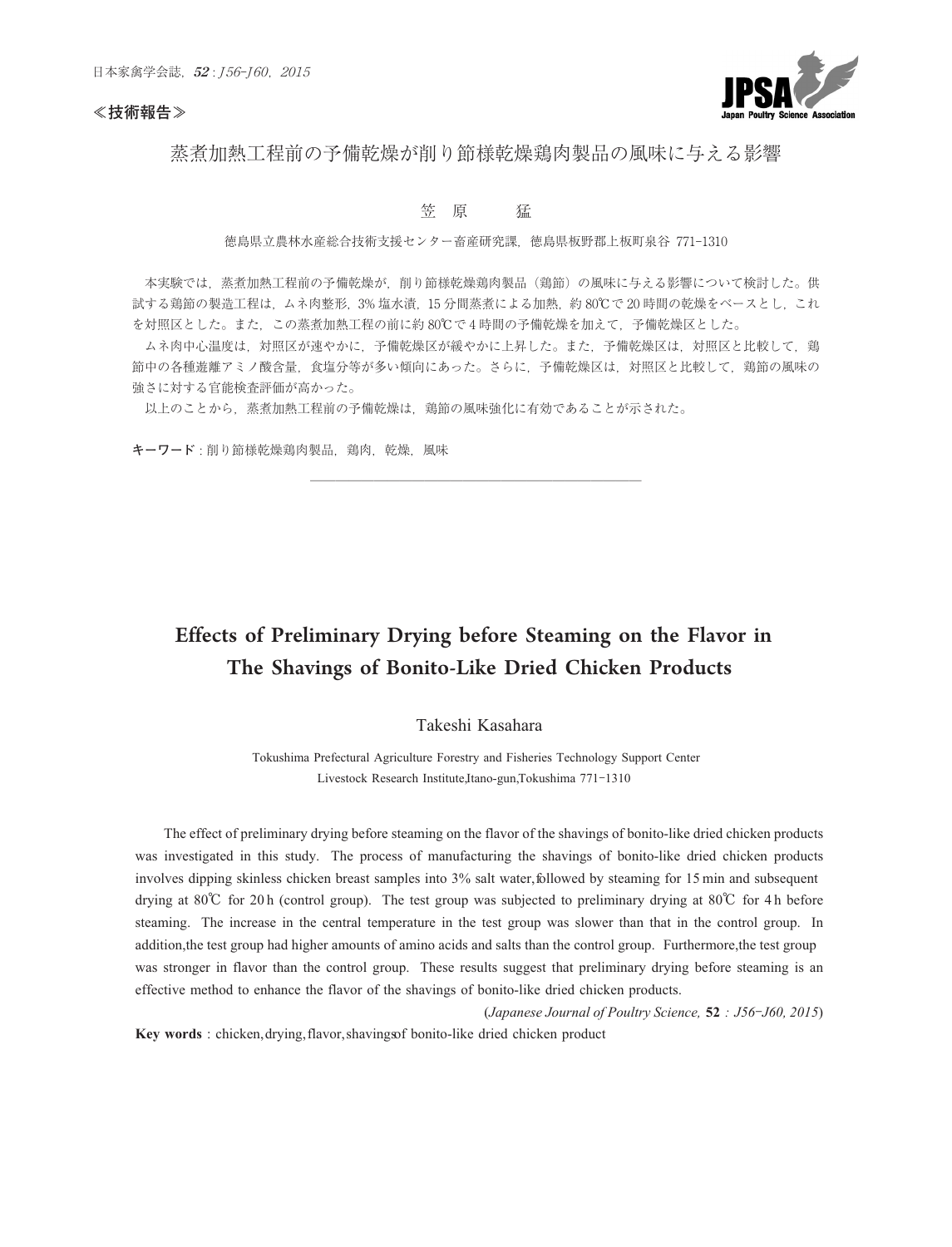≪技術報告≫

# 蒸煮加熱工程前の予備乾燥が削り節様乾燥鶏肉製品の風味に与える影響

笠　原　　　猛

徳島県立農林水産総合技術支援センター畜産研究課，徳島県板野郡上板町泉谷 771-1310

本実験では，蒸煮加熱工程前の予備乾燥が，削り節様乾燥鶏肉製品（鶏節）の風味に与える影響について検討した。供試する鶏節の製造工程は，ムネ肉整形，3% 塩水漬，15 分間蒸煮による加熱，約 80℃で 20 時間の乾燥をベースとし，これを対照区とした。また，この蒸煮加熱工程の前に約 80℃で 4 時間の予備乾燥を加えて，予備乾燥区とした。

ムネ肉中心温度は，対照区が速やかに，予備乾燥区が緩やかに上昇した。また，予備乾燥区は，対照区と比較して，鶏節中の各種遊離アミノ酸含量，食塩分等が多い傾向にあった。さらに，予備乾燥区は，対照区と比較して，鶏節の風味の強さに対する官能検査評価が高かった。

以上のことから，蒸煮加熱工程前の予備乾燥は，鶏節の風味強化に有効であることが示された。

**キーワード**：削り節様乾燥鶏肉製品，鶏肉，乾燥，風味

---

# Effects of Preliminary Drying before Steaming on the Flavor in The Shavings of Bonito-Like Dried Chicken Products

Takeshi Kasahara

Tokushima Prefectural Agriculture Forestry and Fisheries Technology Support Center
Livestock Research Institute,Itano-gun,Tokushima 771-1310

The effect of preliminary drying before steaming on the flavor of the shavings of bonito-like dried chicken products was investigated in this study. The process of manufacturing the shavings of bonito-like dried chicken products involves dipping skinless chicken breast samples into 3% salt water,followed by steaming for 15 min and subsequent drying at 80℃ for 20 h (control group). The test group was subjected to preliminary drying at 80℃ for 4 h before steaming. The increase in the central temperature in the test group was slower than that in the control group. In addition,the test group had higher amounts of amino acids and salts than the control group. Furthermore,the test group was stronger in flavor than the control group. These results suggest that preliminary drying before steaming is an effective method to enhance the flavor of the shavings of bonito-like dried chicken products.

(*Japanese Journal of Poultry Science,* **52** : *J56-J60, 2015*)

**Key words** : chicken, drying, flavor, shavings of bonito-like dried chicken product